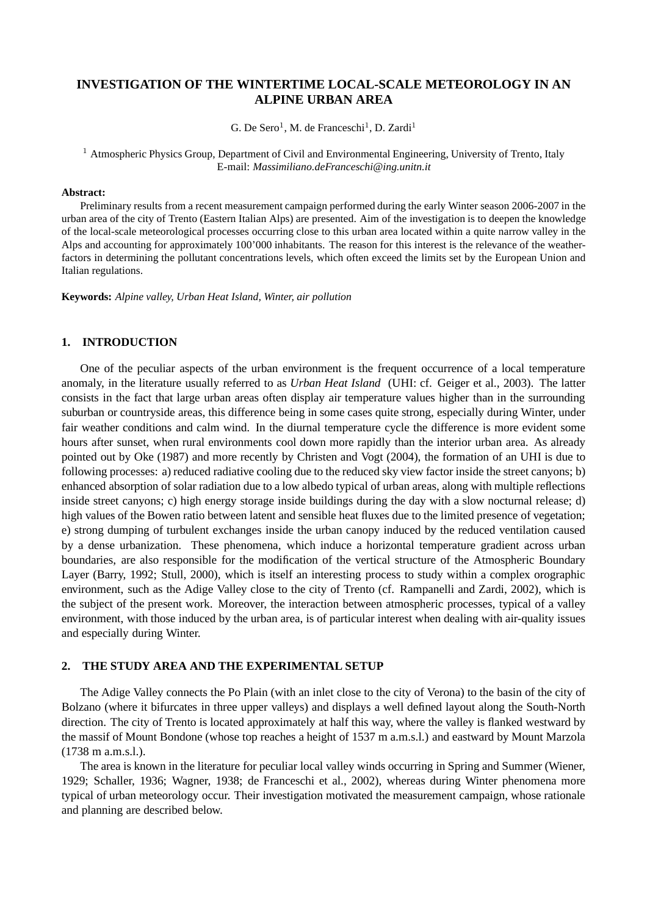# INVESTIGATION OF THE WINTERTIME LOCAL-SCALE METEOROLOGY IN AN ALPINE URBAN AREA

G. De Sero[1], M. de Franceschi[1], D. Zardi[1]

[1] Atmospheric Physics Group, Department of Civil and Environmental Engineering, University of Trento, Italy
E-mail: *Massimiliano.deFranceschi@ing.unitn.it*

**Abstract:**

Preliminary results from a recent measurement campaign performed during the early Winter season 2006-2007 in the urban area of the city of Trento (Eastern Italian Alps) are presented. Aim of the investigation is to deepen the knowledge of the local-scale meteorological processes occurring close to this urban area located within a quite narrow valley in the Alps and accounting for approximately 100'000 inhabitants. The reason for this interest is the relevance of the weather-factors in determining the pollutant concentrations levels, which often exceed the limits set by the European Union and Italian regulations.

**Keywords:** *Alpine valley, Urban Heat Island, Winter, air pollution*

## 1. INTRODUCTION

One of the peculiar aspects of the urban environment is the frequent occurrence of a local temperature anomaly, in the literature usually referred to as *Urban Heat Island* (UHI: cf. Geiger et al., 2003). The latter consists in the fact that large urban areas often display air temperature values higher than in the surrounding suburban or countryside areas, this difference being in some cases quite strong, especially during Winter, under fair weather conditions and calm wind. In the diurnal temperature cycle the difference is more evident some hours after sunset, when rural environments cool down more rapidly than the interior urban area. As already pointed out by Oke (1987) and more recently by Christen and Vogt (2004), the formation of an UHI is due to following processes: a) reduced radiative cooling due to the reduced sky view factor inside the street canyons; b) enhanced absorption of solar radiation due to a low albedo typical of urban areas, along with multiple reflections inside street canyons; c) high energy storage inside buildings during the day with a slow nocturnal release; d) high values of the Bowen ratio between latent and sensible heat fluxes due to the limited presence of vegetation; e) strong dumping of turbulent exchanges inside the urban canopy induced by the reduced ventilation caused by a dense urbanization. These phenomena, which induce a horizontal temperature gradient across urban boundaries, are also responsible for the modification of the vertical structure of the Atmospheric Boundary Layer (Barry, 1992; Stull, 2000), which is itself an interesting process to study within a complex orographic environment, such as the Adige Valley close to the city of Trento (cf. Rampanelli and Zardi, 2002), which is the subject of the present work. Moreover, the interaction between atmospheric processes, typical of a valley environment, with those induced by the urban area, is of particular interest when dealing with air-quality issues and especially during Winter.

## 2. THE STUDY AREA AND THE EXPERIMENTAL SETUP

The Adige Valley connects the Po Plain (with an inlet close to the city of Verona) to the basin of the city of Bolzano (where it bifurcates in three upper valleys) and displays a well defined layout along the South-North direction. The city of Trento is located approximately at half this way, where the valley is flanked westward by the massif of Mount Bondone (whose top reaches a height of 1537 m a.m.s.l.) and eastward by Mount Marzola (1738 m a.m.s.l.).

The area is known in the literature for peculiar local valley winds occurring in Spring and Summer (Wiener, 1929; Schaller, 1936; Wagner, 1938; de Franceschi et al., 2002), whereas during Winter phenomena more typical of urban meteorology occur. Their investigation motivated the measurement campaign, whose rationale and planning are described below.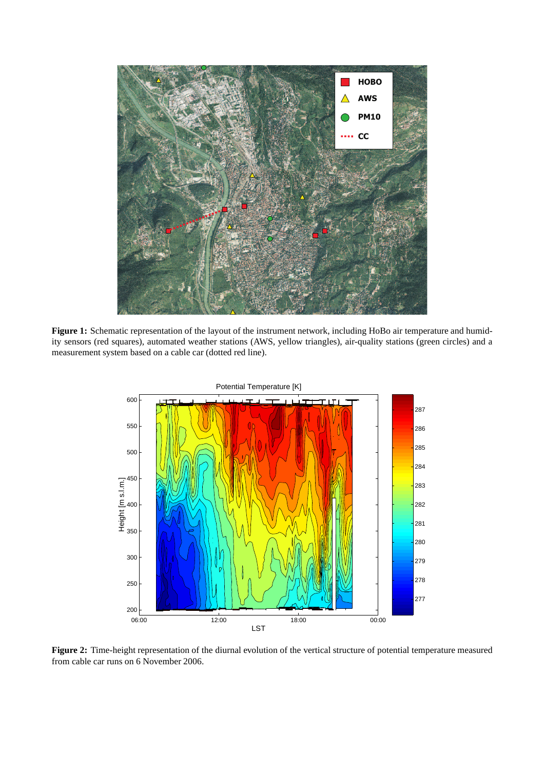**Figure 1:** Schematic representation of the layout of the instrument network, including HoBo air temperature and humidity sensors (red squares), automated weather stations (AWS, yellow triangles), air-quality stations (green circles) and a measurement system based on a cable car (dotted red line).

**Figure 2:** Time-height representation of the diurnal evolution of the vertical structure of potential temperature measured from cable car runs on 6 November 2006.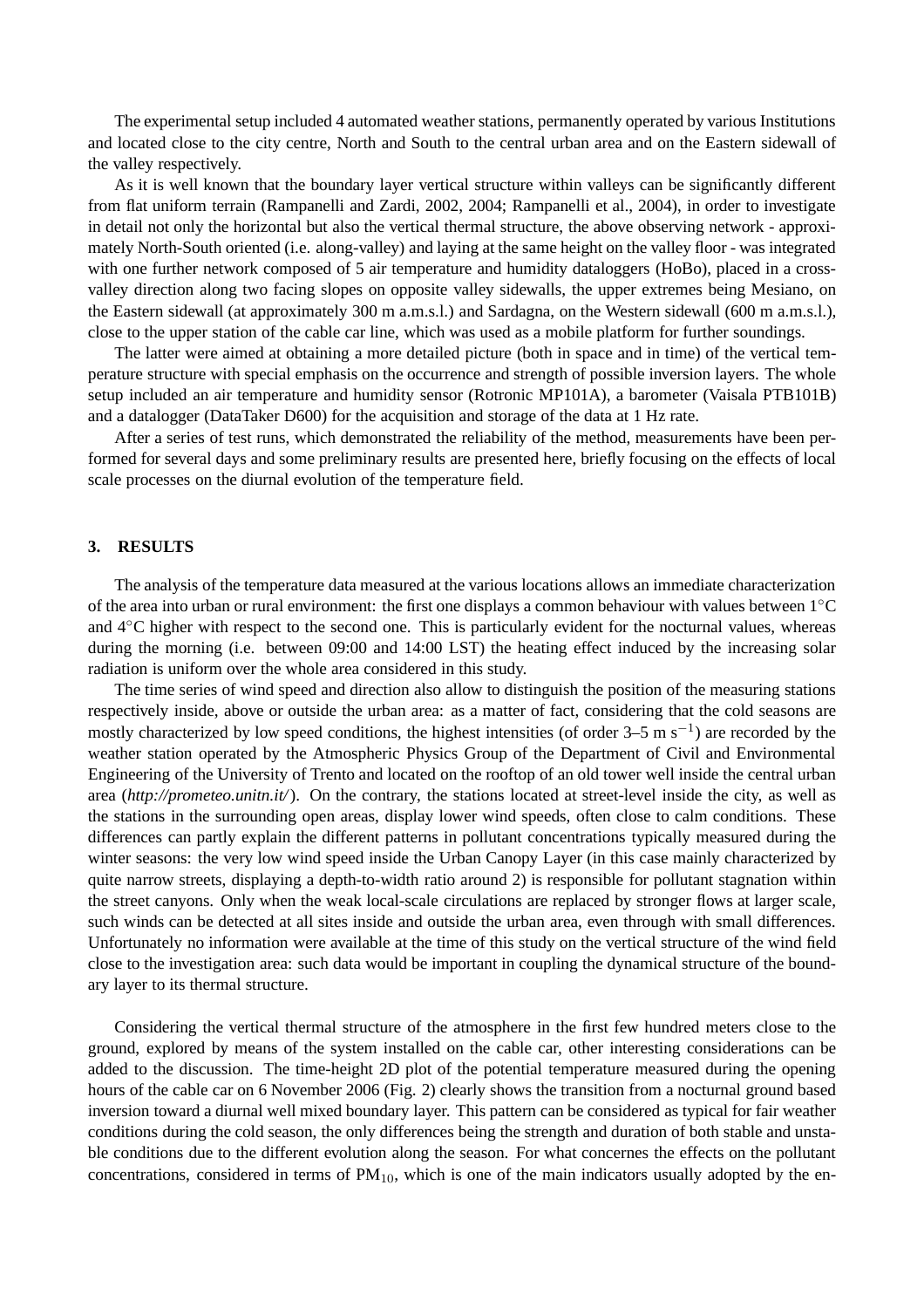The experimental setup included 4 automated weather stations, permanently operated by various Institutions and located close to the city centre, North and South to the central urban area and on the Eastern sidewall of the valley respectively.

As it is well known that the boundary layer vertical structure within valleys can be significantly different from flat uniform terrain (Rampanelli and Zardi, 2002, 2004; Rampanelli et al., 2004), in order to investigate in detail not only the horizontal but also the vertical thermal structure, the above observing network - approximately North-South oriented (i.e. along-valley) and laying at the same height on the valley floor - was integrated with one further network composed of 5 air temperature and humidity dataloggers (HoBo), placed in a cross-valley direction along two facing slopes on opposite valley sidewalls, the upper extremes being Mesiano, on the Eastern sidewall (at approximately 300 m a.m.s.l.) and Sardagna, on the Western sidewall (600 m a.m.s.l.), close to the upper station of the cable car line, which was used as a mobile platform for further soundings.

The latter were aimed at obtaining a more detailed picture (both in space and in time) of the vertical temperature structure with special emphasis on the occurrence and strength of possible inversion layers. The whole setup included an air temperature and humidity sensor (Rotronic MP101A), a barometer (Vaisala PTB101B) and a datalogger (DataTaker D600) for the acquisition and storage of the data at 1 Hz rate.

After a series of test runs, which demonstrated the reliability of the method, measurements have been performed for several days and some preliminary results are presented here, briefly focusing on the effects of local scale processes on the diurnal evolution of the temperature field.

## 3. RESULTS

The analysis of the temperature data measured at the various locations allows an immediate characterization of the area into urban or rural environment: the first one displays a common behaviour with values between 1°C and 4°C higher with respect to the second one. This is particularly evident for the nocturnal values, whereas during the morning (i.e. between 09:00 and 14:00 LST) the heating effect induced by the increasing solar radiation is uniform over the whole area considered in this study.

The time series of wind speed and direction also allow to distinguish the position of the measuring stations respectively inside, above or outside the urban area: as a matter of fact, considering that the cold seasons are mostly characterized by low speed conditions, the highest intensities (of order 3–5 m $s^{-1}$) are recorded by the weather station operated by the Atmospheric Physics Group of the Department of Civil and Environmental Engineering of the University of Trento and located on the rooftop of an old tower well inside the central urban area (*http://prometeo.unitn.it/*). On the contrary, the stations located at street-level inside the city, as well as the stations in the surrounding open areas, display lower wind speeds, often close to calm conditions. These differences can partly explain the different patterns in pollutant concentrations typically measured during the winter seasons: the very low wind speed inside the Urban Canopy Layer (in this case mainly characterized by quite narrow streets, displaying a depth-to-width ratio around 2) is responsible for pollutant stagnation within the street canyons. Only when the weak local-scale circulations are replaced by stronger flows at larger scale, such winds can be detected at all sites inside and outside the urban area, even through with small differences. Unfortunately no information were available at the time of this study on the vertical structure of the wind field close to the investigation area: such data would be important in coupling the dynamical structure of the boundary layer to its thermal structure.

Considering the vertical thermal structure of the atmosphere in the first few hundred meters close to the ground, explored by means of the system installed on the cable car, other interesting considerations can be added to the discussion. The time-height 2D plot of the potential temperature measured during the opening hours of the cable car on 6 November 2006 (Fig. 2) clearly shows the transition from a nocturnal ground based inversion toward a diurnal well mixed boundary layer. This pattern can be considered as typical for fair weather conditions during the cold season, the only differences being the strength and duration of both stable and unstable conditions due to the different evolution along the season. For what concernes the effects on the pollutant concentrations, considered in terms of $PM_{10}$, which is one of the main indicators usually adopted by the en-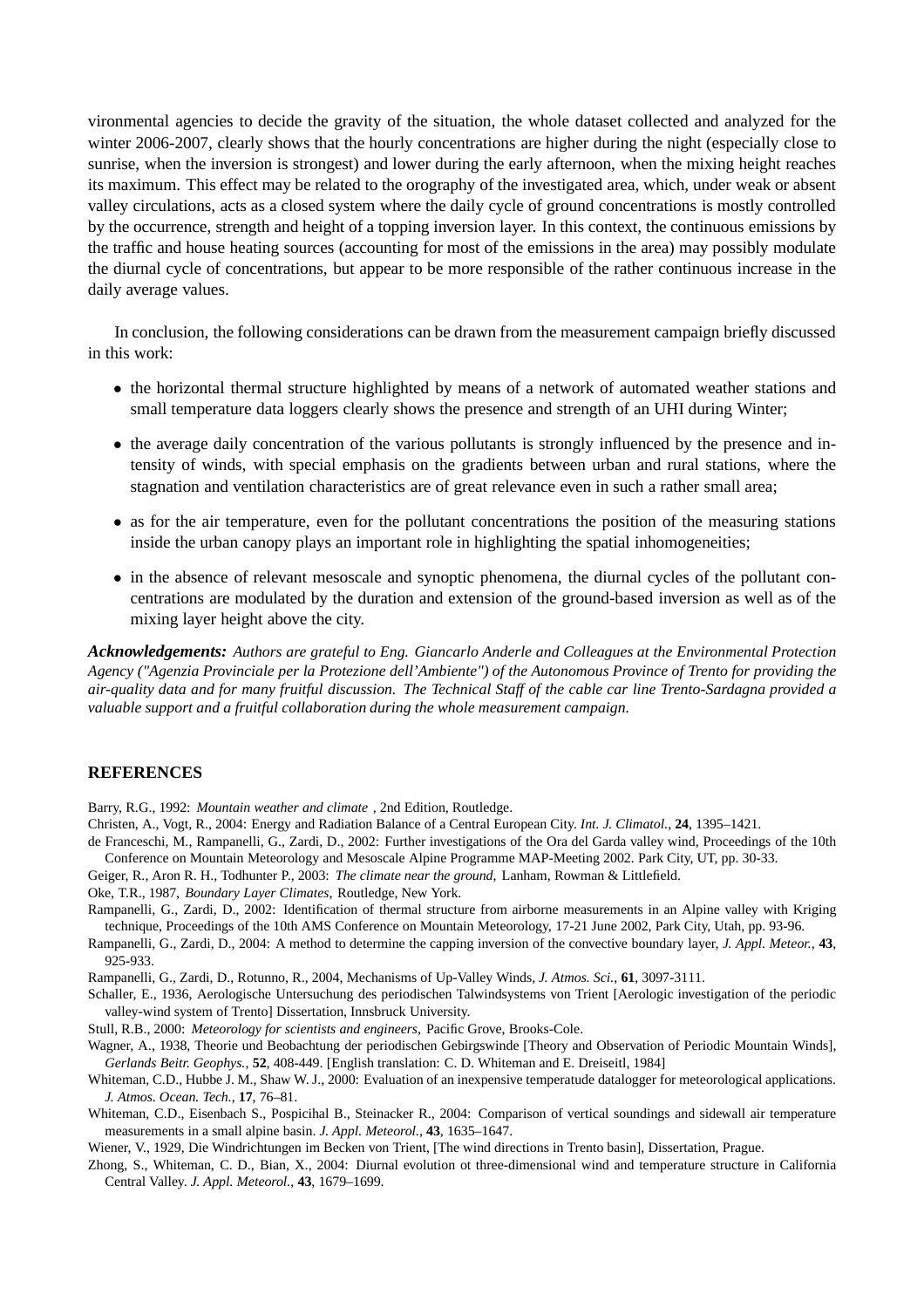vironmental agencies to decide the gravity of the situation, the whole dataset collected and analyzed for the winter 2006-2007, clearly shows that the hourly concentrations are higher during the night (especially close to sunrise, when the inversion is strongest) and lower during the early afternoon, when the mixing height reaches its maximum. This effect may be related to the orography of the investigated area, which, under weak or absent valley circulations, acts as a closed system where the daily cycle of ground concentrations is mostly controlled by the occurrence, strength and height of a topping inversion layer. In this context, the continuous emissions by the traffic and house heating sources (accounting for most of the emissions in the area) may possibly modulate the diurnal cycle of concentrations, but appear to be more responsible of the rather continuous increase in the daily average values.

In conclusion, the following considerations can be drawn from the measurement campaign briefly discussed in this work:

- the horizontal thermal structure highlighted by means of a network of automated weather stations and small temperature data loggers clearly shows the presence and strength of an UHI during Winter;
- the average daily concentration of the various pollutants is strongly influenced by the presence and intensity of winds, with special emphasis on the gradients between urban and rural stations, where the stagnation and ventilation characteristics are of great relevance even in such a rather small area;
- as for the air temperature, even for the pollutant concentrations the position of the measuring stations inside the urban canopy plays an important role in highlighting the spatial inhomogeneities;
- in the absence of relevant mesoscale and synoptic phenomena, the diurnal cycles of the pollutant concentrations are modulated by the duration and extension of the ground-based inversion as well as of the mixing layer height above the city.

***Acknowledgements:*** *Authors are grateful to Eng. Giancarlo Anderle and Colleagues at the Environmental Protection Agency ("Agenzia Provinciale per la Protezione dell'Ambiente") of the Autonomous Province of Trento for providing the air-quality data and for many fruitful discussion. The Technical Staff of the cable car line Trento-Sardagna provided a valuable support and a fruitful collaboration during the whole measurement campaign.*

## REFERENCES

Barry, R.G., 1992: *Mountain weather and climate* , 2nd Edition, Routledge.

Christen, A., Vogt, R., 2004: Energy and Radiation Balance of a Central European City. *Int. J. Climatol.*, **24**, 1395–1421.

de Franceschi, M., Rampanelli, G., Zardi, D., 2002: Further investigations of the Ora del Garda valley wind, Proceedings of the 10th Conference on Mountain Meteorology and Mesoscale Alpine Programme MAP-Meeting 2002. Park City, UT, pp. 30-33.

Geiger, R., Aron R. H., Todhunter P., 2003: *The climate near the ground*, Lanham, Rowman & Littlefield.

Oke, T.R., 1987, *Boundary Layer Climates*, Routledge, New York.

Rampanelli, G., Zardi, D., 2002: Identification of thermal structure from airborne measurements in an Alpine valley with Kriging technique, Proceedings of the 10th AMS Conference on Mountain Meteorology, 17-21 June 2002, Park City, Utah, pp. 93-96.

Rampanelli, G., Zardi, D., 2004: A method to determine the capping inversion of the convective boundary layer, *J. Appl. Meteor.*, **43**, 925-933.

Rampanelli, G., Zardi, D., Rotunno, R., 2004, Mechanisms of Up-Valley Winds, *J. Atmos. Sci.*, **61**, 3097-3111.

Schaller, E., 1936, Aerologische Untersuchung des periodischen Talwindsystems von Trient [Aerologic investigation of the periodic valley-wind system of Trento] Dissertation, Innsbruck University.

Stull, R.B., 2000: *Meteorology for scientists and engineers*, Pacific Grove, Brooks-Cole.

Wagner, A., 1938, Theorie und Beobachtung der periodischen Gebirgswinde [Theory and Observation of Periodic Mountain Winds], *Gerlands Beitr. Geophys.*, **52**, 408-449. [English translation: C. D. Whiteman and E. Dreiseitl, 1984]

Whiteman, C.D., Hubbe J. M., Shaw W. J., 2000: Evaluation of an inexpensive temperatude datalogger for meteorological applications. *J. Atmos. Ocean. Tech.*, **17**, 76–81.

Whiteman, C.D., Eisenbach S., Pospicihal B., Steinacker R., 2004: Comparison of vertical soundings and sidewall air temperature measurements in a small alpine basin. *J. Appl. Meteorol.*, **43**, 1635–1647.

Wiener, V., 1929, Die Windrichtungen im Becken von Trient, [The wind directions in Trento basin], Dissertation, Prague.

Zhong, S., Whiteman, C. D., Bian, X., 2004: Diurnal evolution ot three-dimensional wind and temperature structure in California Central Valley. *J. Appl. Meteorol.*, **43**, 1679–1699.